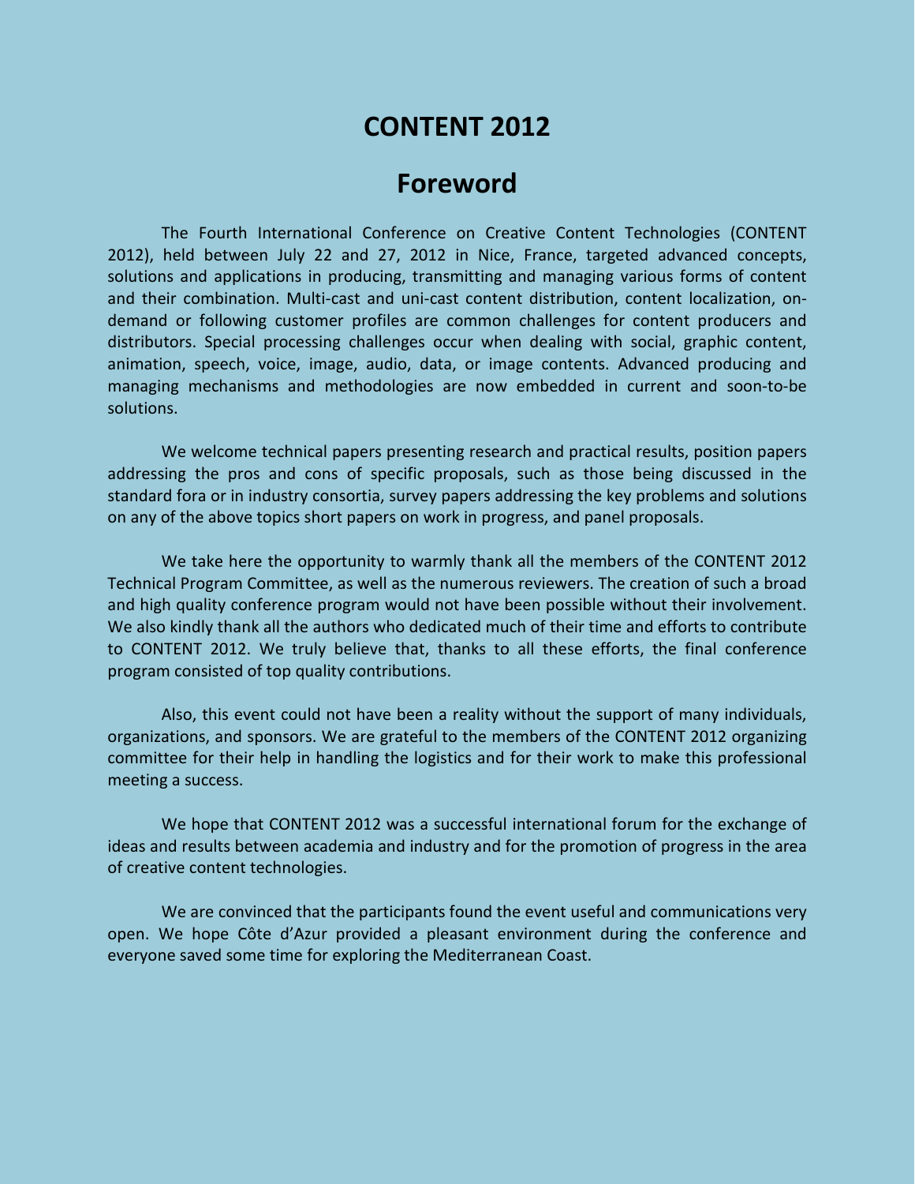# CONTENT 2012

## Foreword

The Fourth International Conference on Creative Content Technologies (CONTENT 2012), held between July 22 and 27, 2012 in Nice, France, targeted advanced concepts, solutions and applications in producing, transmitting and managing various forms of content and their combination. Multi-cast and uni-cast content distribution, content localization, on-demand or following customer profiles are common challenges for content producers and distributors. Special processing challenges occur when dealing with social, graphic content, animation, speech, voice, image, audio, data, or image contents. Advanced producing and managing mechanisms and methodologies are now embedded in current and soon-to-be solutions.

We welcome technical papers presenting research and practical results, position papers addressing the pros and cons of specific proposals, such as those being discussed in the standard fora or in industry consortia, survey papers addressing the key problems and solutions on any of the above topics short papers on work in progress, and panel proposals.

We take here the opportunity to warmly thank all the members of the CONTENT 2012 Technical Program Committee, as well as the numerous reviewers. The creation of such a broad and high quality conference program would not have been possible without their involvement. We also kindly thank all the authors who dedicated much of their time and efforts to contribute to CONTENT 2012. We truly believe that, thanks to all these efforts, the final conference program consisted of top quality contributions.

Also, this event could not have been a reality without the support of many individuals, organizations, and sponsors. We are grateful to the members of the CONTENT 2012 organizing committee for their help in handling the logistics and for their work to make this professional meeting a success.

We hope that CONTENT 2012 was a successful international forum for the exchange of ideas and results between academia and industry and for the promotion of progress in the area of creative content technologies.

We are convinced that the participants found the event useful and communications very open. We hope Côte d'Azur provided a pleasant environment during the conference and everyone saved some time for exploring the Mediterranean Coast.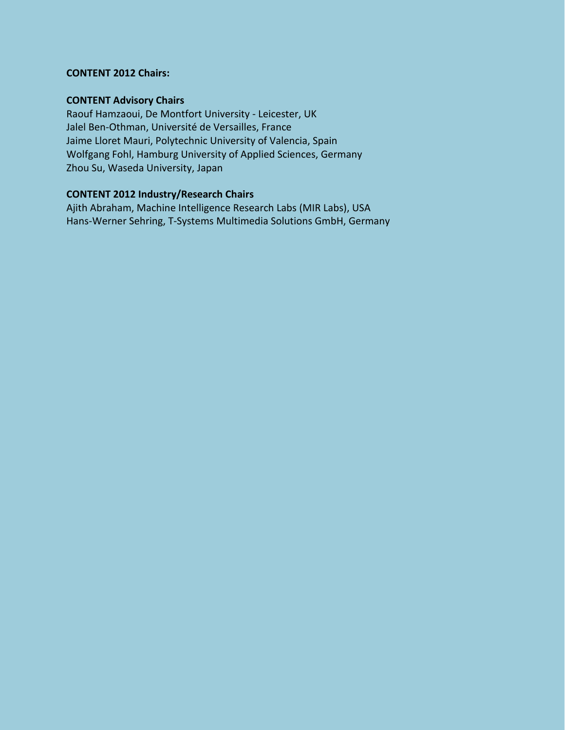**CONTENT 2012 Chairs:**

**CONTENT Advisory Chairs**

Raouf Hamzaoui, De Montfort University - Leicester, UK
Jalel Ben-Othman, Université de Versailles, France
Jaime Lloret Mauri, Polytechnic University of Valencia, Spain
Wolfgang Fohl, Hamburg University of Applied Sciences, Germany
Zhou Su, Waseda University, Japan

**CONTENT 2012 Industry/Research Chairs**

Ajith Abraham, Machine Intelligence Research Labs (MIR Labs), USA
Hans-Werner Sehring, T-Systems Multimedia Solutions GmbH, Germany